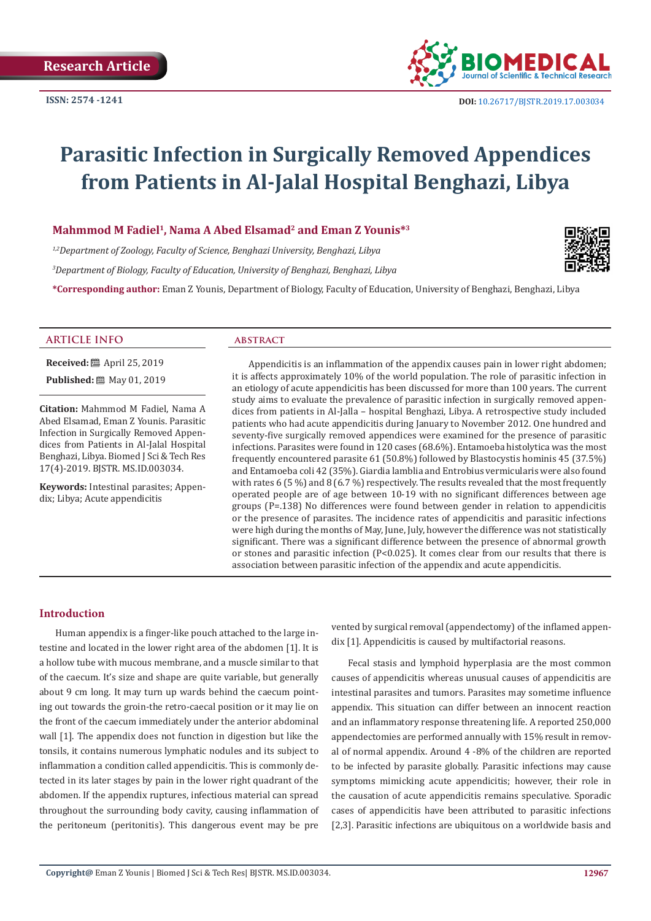Research Article

ISSN: 2574 -1241

DOI: 10.26717/BJSTR.2019.17.003034

# Parasitic Infection in Surgically Removed Appendices from Patients in Al-Jalal Hospital Benghazi, Libya

**Mahmmod M Fadiel[1], Nama A Abed Elsamad[2] and Eman Z Younis*[3]**

*[1,2]Department of Zoology, Faculty of Science, Benghazi University, Benghazi, Libya*

*[3]Department of Biology, Faculty of Education, University of Benghazi, Benghazi, Libya*

**\*Corresponding author:** Eman Z Younis, Department of Biology, Faculty of Education, University of Benghazi, Benghazi, Libya

## ARTICLE INFO

**Received:** April 25, 2019

**Published:** May 01, 2019

**Citation:** Mahmmod M Fadiel, Nama A Abed Elsamad, Eman Z Younis. Parasitic Infection in Surgically Removed Appendices from Patients in Al-Jalal Hospital Benghazi, Libya. Biomed J Sci & Tech Res 17(4)-2019. BJSTR. MS.ID.003034.

**Keywords:** Intestinal parasites; Appendix; Libya; Acute appendicitis

## ABSTRACT

Appendicitis is an inflammation of the appendix causes pain in lower right abdomen; it is affects approximately 10% of the world population. The role of parasitic infection in an etiology of acute appendicitis has been discussed for more than 100 years. The current study aims to evaluate the prevalence of parasitic infection in surgically removed appendices from patients in Al-Jalla – hospital Benghazi, Libya. A retrospective study included patients who had acute appendicitis during January to November 2012. One hundred and seventy-five surgically removed appendices were examined for the presence of parasitic infections. Parasites were found in 120 cases (68.6%). Entamoeba histolytica was the most frequently encountered parasite 61 (50.8%) followed by Blastocystis hominis 45 (37.5%) and Entamoeba coli 42 (35%). Giardia lamblia and Entrobius vermicularis were also found with rates 6 (5 %) and 8 (6.7 %) respectively. The results revealed that the most frequently operated people are of age between 10-19 with no significant differences between age groups (P=.138) No differences were found between gender in relation to appendicitis or the presence of parasites. The incidence rates of appendicitis and parasitic infections were high during the months of May, June, July, however the difference was not statistically significant. There was a significant difference between the presence of abnormal growth or stones and parasitic infection (P<0.025). It comes clear from our results that there is association between parasitic infection of the appendix and acute appendicitis.

## Introduction

Human appendix is a finger-like pouch attached to the large intestine and located in the lower right area of the abdomen [1]. It is a hollow tube with mucous membrane, and a muscle similar to that of the caecum. It's size and shape are quite variable, but generally about 9 cm long. It may turn up wards behind the caecum pointing out towards the groin-the retro-caecal position or it may lie on the front of the caecum immediately under the anterior abdominal wall [1]. The appendix does not function in digestion but like the tonsils, it contains numerous lymphatic nodules and its subject to inflammation a condition called appendicitis. This is commonly detected in its later stages by pain in the lower right quadrant of the abdomen. If the appendix ruptures, infectious material can spread throughout the surrounding body cavity, causing inflammation of the peritoneum (peritonitis). This dangerous event may be prevented by surgical removal (appendectomy) of the inflamed appendix [1]. Appendicitis is caused by multifactorial reasons.

Fecal stasis and lymphoid hyperplasia are the most common causes of appendicitis whereas unusual causes of appendicitis are intestinal parasites and tumors. Parasites may sometime influence appendix. This situation can differ between an innocent reaction and an inflammatory response threatening life. A reported 250,000 appendectomies are performed annually with 15% result in removal of normal appendix. Around 4 -8% of the children are reported to be infected by parasite globally. Parasitic infections may cause symptoms mimicking acute appendicitis; however, their role in the causation of acute appendicitis remains speculative. Sporadic cases of appendicitis have been attributed to parasitic infections [2,3]. Parasitic infections are ubiquitous on a worldwide basis and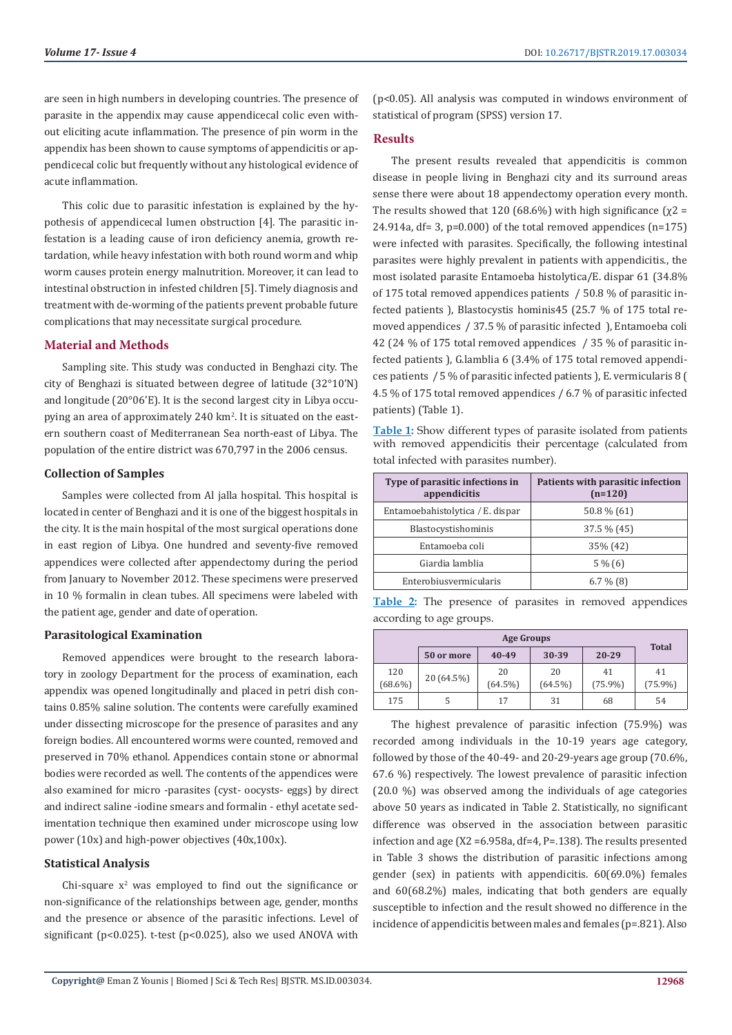are seen in high numbers in developing countries. The presence of parasite in the appendix may cause appendicecal colic even without eliciting acute inflammation. The presence of pin worm in the appendix has been shown to cause symptoms of appendicitis or appendicecal colic but frequently without any histological evidence of acute inflammation.

This colic due to parasitic infestation is explained by the hypothesis of appendicecal lumen obstruction [4]. The parasitic infestation is a leading cause of iron deficiency anemia, growth retardation, while heavy infestation with both round worm and whip worm causes protein energy malnutrition. Moreover, it can lead to intestinal obstruction in infested children [5]. Timely diagnosis and treatment with de-worming of the patients prevent probable future complications that may necessitate surgical procedure.

## Material and Methods

Sampling site. This study was conducted in Benghazi city. The city of Benghazi is situated between degree of latitude (32°10'N) and longitude (20°06'E). It is the second largest city in Libya occupying an area of approximately 240 km$^2$. It is situated on the eastern southern coast of Mediterranean Sea north-east of Libya. The population of the entire district was 670,797 in the 2006 census.

### Collection of Samples

Samples were collected from Al jalla hospital. This hospital is located in center of Benghazi and it is one of the biggest hospitals in the city. It is the main hospital of the most surgical operations done in east region of Libya. One hundred and seventy-five removed appendices were collected after appendectomy during the period from January to November 2012. These specimens were preserved in 10 % formalin in clean tubes. All specimens were labeled with the patient age, gender and date of operation.

### Parasitological Examination

Removed appendices were brought to the research laboratory in zoology Department for the process of examination, each appendix was opened longitudinally and placed in petri dish contains 0.85% saline solution. The contents were carefully examined under dissecting microscope for the presence of parasites and any foreign bodies. All encountered worms were counted, removed and preserved in 70% ethanol. Appendices contain stone or abnormal bodies were recorded as well. The contents of the appendices were also examined for micro -parasites (cyst- oocysts- eggs) by direct and indirect saline -iodine smears and formalin - ethyl acetate sedimentation technique then examined under microscope using low power (10x) and high-power objectives (40x,100x).

### Statistical Analysis

Chi-square $x^2$ was employed to find out the significance or non-significance of the relationships between age, gender, months and the presence or absence of the parasitic infections. Level of significant ($p<0.025$). t-test ($p<0.025$), also we used ANOVA with ($p<0.05$). All analysis was computed in windows environment of statistical of program (SPSS) version 17.

## Results

The present results revealed that appendicitis is common disease in people living in Benghazi city and its surround areas sense there were about 18 appendectomy operation every month. The results showed that 120 (68.6%) with high significance ($\chi2$ = 24.914a, df= 3, p=0.000) of the total removed appendices (n=175) were infected with parasites. Specifically, the following intestinal parasites were highly prevalent in patients with appendicitis., the most isolated parasite Entamoeba histolytica/E. dispar 61 (34.8% of 175 total removed appendices patients / 50.8 % of parasitic infected patients ), Blastocystis hominis45 (25.7 % of 175 total removed appendices / 37.5 % of parasitic infected ), Entamoeba coli 42 (24 % of 175 total removed appendices / 35 % of parasitic infected patients ), G.lamblia 6 (3.4% of 175 total removed appendices patients / 5 % of parasitic infected patients ), E. vermicularis 8 ( 4.5 % of 175 total removed appendices / 6.7 % of parasitic infected patients) (Table 1).

**Table 1:** Show different types of parasite isolated from patients with removed appendicitis their percentage (calculated from total infected with parasites number).

| Type of parasitic infections in appendicitis | Patients with parasitic infection (n=120) |
|---|---|
| Entamoebahistolytica / E. dispar | 50.8 % (61) |
| Blastocystishominis | 37.5 % (45) |
| Entamoeba coli | 35% (42) |
| Giardia lamblia | 5 % (6) |
| Enterobiusvermicularis | 6.7 % (8) |

**Table 2:** The presence of parasites in removed appendices according to age groups.

| | Age Groups | | | | Total |
|---|---|---|---|---|---|
| | 50 or more | 40-49 | 30-39 | 20-29 | |
| 120 (68.6%) | 20 (64.5%) | 20 (64.5%) | 20 (64.5%) | 41 (75.9%) | 41 (75.9%) |
| 175 | 5 | 17 | 31 | 68 | 54 |

The highest prevalence of parasitic infection (75.9%) was recorded among individuals in the 10-19 years age category, followed by those of the 40-49- and 20-29-years age group (70.6%, 67.6 %) respectively. The lowest prevalence of parasitic infection (20.0 %) was observed among the individuals of age categories above 50 years as indicated in Table 2. Statistically, no significant difference was observed in the association between parasitic infection and age (X2 =6.958a, df=4, P=.138). The results presented in Table 3 shows the distribution of parasitic infections among gender (sex) in patients with appendicitis. 60(69.0%) females and 60(68.2%) males, indicating that both genders are equally susceptible to infection and the result showed no difference in the incidence of appendicitis between males and females (p=.821). Also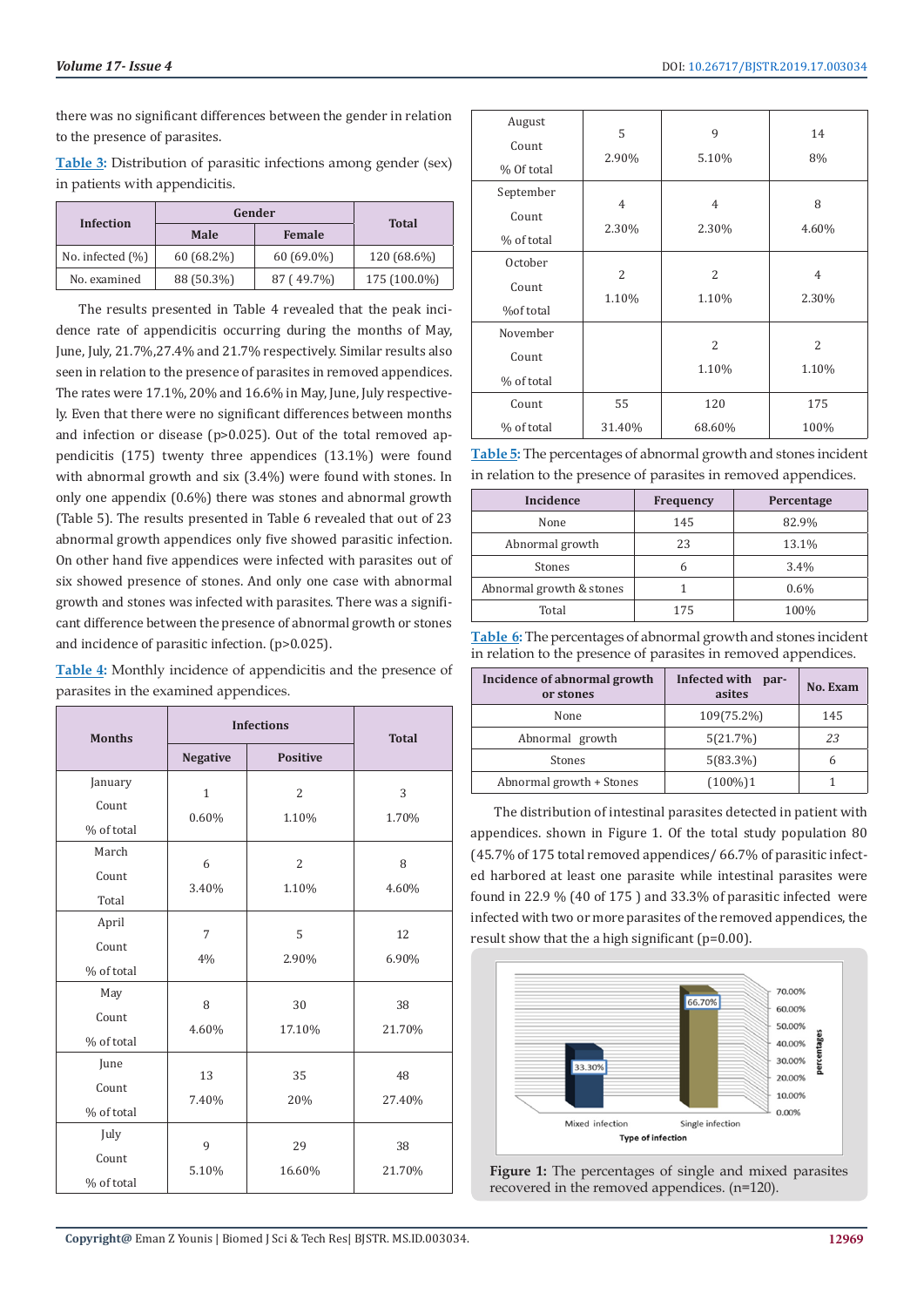there was no significant differences between the gender in relation to the presence of parasites.

Table 3: Distribution of parasitic infections among gender (sex) in patients with appendicitis.

| Infection | Gender | | Total |
|---|---|---|---|
| | Male | Female | |
| No. infected (%) | 60 (68.2%) | 60 (69.0%) | 120 (68.6%) |
| No. examined | 88 (50.3%) | 87 ( 49.7%) | 175 (100.0%) |

The results presented in Table 4 revealed that the peak incidence rate of appendicitis occurring during the months of May, June, July, 21.7%,27.4% and 21.7% respectively. Similar results also seen in relation to the presence of parasites in removed appendices. The rates were 17.1%, 20% and 16.6% in May, June, July respectively. Even that there were no significant differences between months and infection or disease (p>0.025). Out of the total removed appendicitis (175) twenty three appendices (13.1%) were found with abnormal growth and six (3.4%) were found with stones. In only one appendix (0.6%) there was stones and abnormal growth (Table 5). The results presented in Table 6 revealed that out of 23 abnormal growth appendices only five showed parasitic infection. On other hand five appendices were infected with parasites out of six showed presence of stones. And only one case with abnormal growth and stones was infected with parasites. There was a significant difference between the presence of abnormal growth or stones and incidence of parasitic infection. (p>0.025).

Table 4: Monthly incidence of appendicitis and the presence of parasites in the examined appendices.

| Months | Infections | | Total |
|---|---|---|---|
| | Negative | Positive | |
| January<br>Count<br>% of total | 1<br>0.60% | 2<br>1.10% | 3<br>1.70% |
| March<br>Count<br>Total | 6<br>3.40% | 2<br>1.10% | 8<br>4.60% |
| April<br>Count<br>% of total | 7<br>4% | 5<br>2.90% | 12<br>6.90% |
| May<br>Count<br>% of total | 8<br>4.60% | 30<br>17.10% | 38<br>21.70% |
| June<br>Count<br>% of total | 13<br>7.40% | 35<br>20% | 48<br>27.40% |
| July<br>Count<br>% of total | 9<br>5.10% | 29<br>16.60% | 38<br>21.70% |
| August<br>Count<br>% Of total | 5<br>2.90% | 9<br>5.10% | 14<br>8% |
| September<br>Count<br>% of total | 4<br>2.30% | 4<br>2.30% | 8<br>4.60% |
| October<br>Count<br>%of total | 2<br>1.10% | 2<br>1.10% | 4<br>2.30% |
| November<br>Count<br>% of total | | 2<br>1.10% | 2<br>1.10% |
| Count<br>% of total | 55<br>31.40% | 120<br>68.60% | 175<br>100% |

Table 5: The percentages of abnormal growth and stones incident in relation to the presence of parasites in removed appendices.

| Incidence | Frequency | Percentage |
|---|---|---|
| None | 145 | 82.9% |
| Abnormal growth | 23 | 13.1% |
| Stones | 6 | 3.4% |
| Abnormal growth & stones | 1 | 0.6% |
| Total | 175 | 100% |

Table 6: The percentages of abnormal growth and stones incident in relation to the presence of parasites in removed appendices.

| Incidence of abnormal growth or stones | Infected with parasites | No. Exam |
|---|---|---|
| None | 109(75.2%) | 145 |
| Abnormal growth | 5(21.7%) | 23 |
| Stones | 5(83.3%) | 6 |
| Abnormal growth + Stones | (100%)1 | 1 |

The distribution of intestinal parasites detected in patient with appendices. shown in Figure 1. Of the total study population 80 (45.7% of 175 total removed appendices/ 66.7% of parasitic infected harbored at least one parasite while intestinal parasites were found in 22.9 % (40 of 175 ) and 33.3% of parasitic infected were infected with two or more parasites of the removed appendices, the result show that the a high significant (p=0.00).

**Figure 1:** The percentages of single and mixed parasites recovered in the removed appendices. (n=120).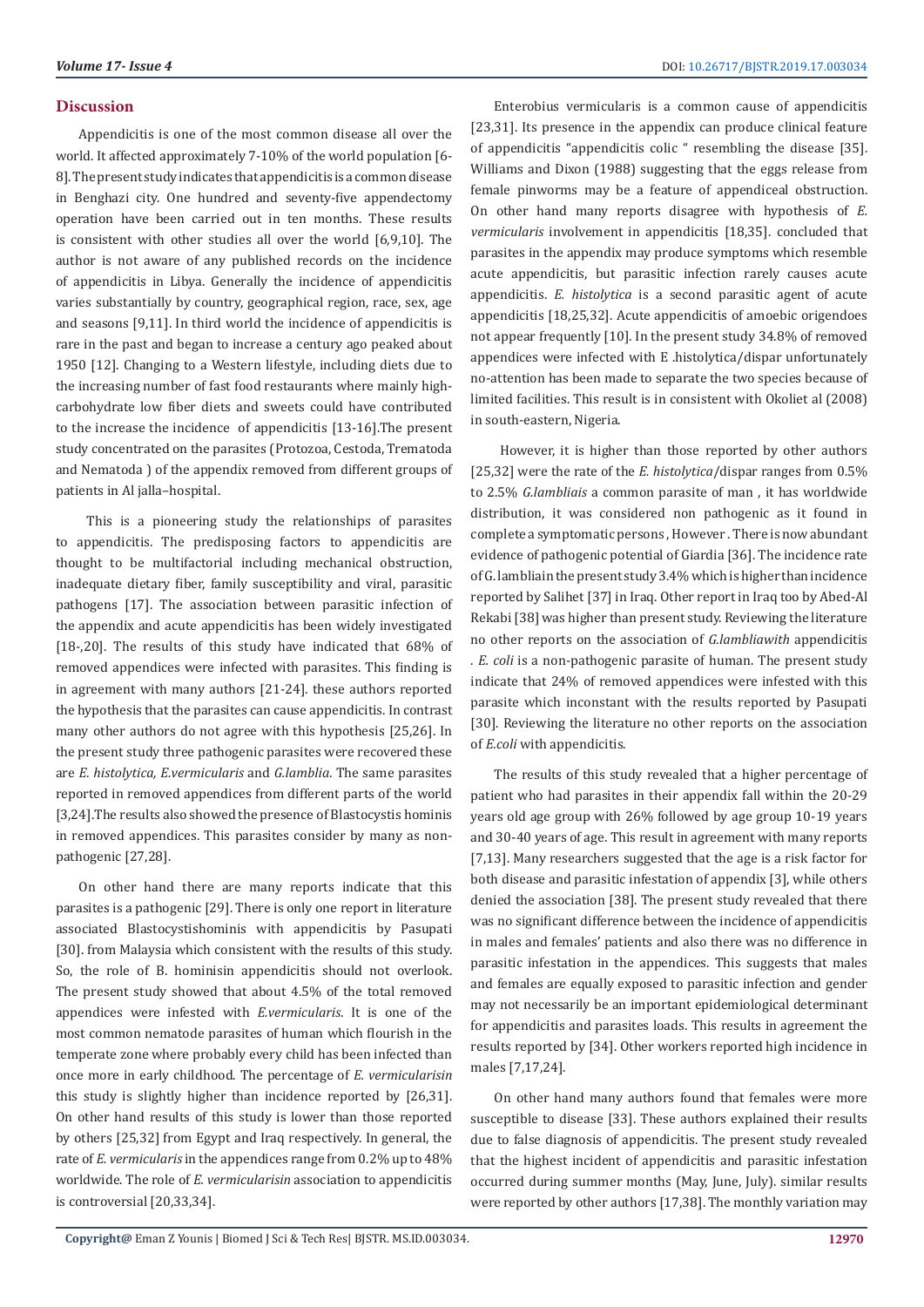## Discussion

Appendicitis is one of the most common disease all over the world. It affected approximately 7-10% of the world population [6-8]. The present study indicates that appendicitis is a common disease in Benghazi city. One hundred and seventy-five appendectomy operation have been carried out in ten months. These results is consistent with other studies all over the world [6,9,10]. The author is not aware of any published records on the incidence of appendicitis in Libya. Generally the incidence of appendicitis varies substantially by country, geographical region, race, sex, age and seasons [9,11]. In third world the incidence of appendicitis is rare in the past and began to increase a century ago peaked about 1950 [12]. Changing to a Western lifestyle, including diets due to the increasing number of fast food restaurants where mainly high-carbohydrate low fiber diets and sweets could have contributed to the increase the incidence of appendicitis [13-16].The present study concentrated on the parasites (Protozoa, Cestoda, Trematoda and Nematoda ) of the appendix removed from different groups of patients in Al jalla–hospital.

This is a pioneering study the relationships of parasites to appendicitis. The predisposing factors to appendicitis are thought to be multifactorial including mechanical obstruction, inadequate dietary fiber, family susceptibility and viral, parasitic pathogens [17]. The association between parasitic infection of the appendix and acute appendicitis has been widely investigated [18-,20]. The results of this study have indicated that 68% of removed appendices were infected with parasites. This finding is in agreement with many authors [21-24]. these authors reported the hypothesis that the parasites can cause appendicitis. In contrast many other authors do not agree with this hypothesis [25,26]. In the present study three pathogenic parasites were recovered these are *E. histolytica, E.vermicularis* and *G.lamblia*. The same parasites reported in removed appendices from different parts of the world [3,24].The results also showed the presence of Blastocystis hominis in removed appendices. This parasites consider by many as non-pathogenic [27,28].

On other hand there are many reports indicate that this parasites is a pathogenic [29]. There is only one report in literature associated Blastocystishominis with appendicitis by Pasupati [30]. from Malaysia which consistent with the results of this study. So, the role of B. hominisin appendicitis should not overlook. The present study showed that about 4.5% of the total removed appendices were infested with *E.vermicularis*. It is one of the most common nematode parasites of human which flourish in the temperate zone where probably every child has been infected than once more in early childhood. The percentage of *E. vermicularisin* this study is slightly higher than incidence reported by [26,31]. On other hand results of this study is lower than those reported by others [25,32] from Egypt and Iraq respectively. In general, the rate of *E. vermicularis* in the appendices range from 0.2% up to 48% worldwide. The role of *E. vermicularisin* association to appendicitis is controversial [20,33,34].

Enterobius vermicularis is a common cause of appendicitis [23,31]. Its presence in the appendix can produce clinical feature of appendicitis "appendicitis colic " resembling the disease [35]. Williams and Dixon (1988) suggesting that the eggs release from female pinworms may be a feature of appendiceal obstruction. On other hand many reports disagree with hypothesis of *E. vermicularis* involvement in appendicitis [18,35]. concluded that parasites in the appendix may produce symptoms which resemble acute appendicitis, but parasitic infection rarely causes acute appendicitis. *E. histolytica* is a second parasitic agent of acute appendicitis [18,25,32]. Acute appendicitis of amoebic origendoes not appear frequently [10]. In the present study 34.8% of removed appendices were infected with E .histolytica/dispar unfortunately no-attention has been made to separate the two species because of limited facilities. This result is in consistent with Okoliet al (2008) in south-eastern, Nigeria.

However, it is higher than those reported by other authors [25,32] were the rate of the *E. histolytica*/dispar ranges from 0.5% to 2.5% *G.lambliais* a common parasite of man , it has worldwide distribution, it was considered non pathogenic as it found in complete a symptomatic persons , However . There is now abundant evidence of pathogenic potential of Giardia [36]. The incidence rate of G. lamblia in the present study 3.4% which is higher than incidence reported by Salihet [37] in Iraq. Other report in Iraq too by Abed-Al Rekabi [38] was higher than present study. Reviewing the literature no other reports on the association of *G.lambliawith* appendicitis . *E. coli* is a non-pathogenic parasite of human. The present study indicate that 24% of removed appendices were infested with this parasite which inconstant with the results reported by Pasupati [30]. Reviewing the literature no other reports on the association of *E.coli* with appendicitis.

The results of this study revealed that a higher percentage of patient who had parasites in their appendix fall within the 20-29 years old age group with 26% followed by age group 10-19 years and 30-40 years of age. This result in agreement with many reports [7,13]. Many researchers suggested that the age is a risk factor for both disease and parasitic infestation of appendix [3], while others denied the association [38]. The present study revealed that there was no significant difference between the incidence of appendicitis in males and females' patients and also there was no difference in parasitic infestation in the appendices. This suggests that males and females are equally exposed to parasitic infection and gender may not necessarily be an important epidemiological determinant for appendicitis and parasites loads. This results in agreement the results reported by [34]. Other workers reported high incidence in males [7,17,24].

On other hand many authors found that females were more susceptible to disease [33]. These authors explained their results due to false diagnosis of appendicitis. The present study revealed that the highest incident of appendicitis and parasitic infestation occurred during summer months (May, June, July). similar results were reported by other authors [17,38]. The monthly variation may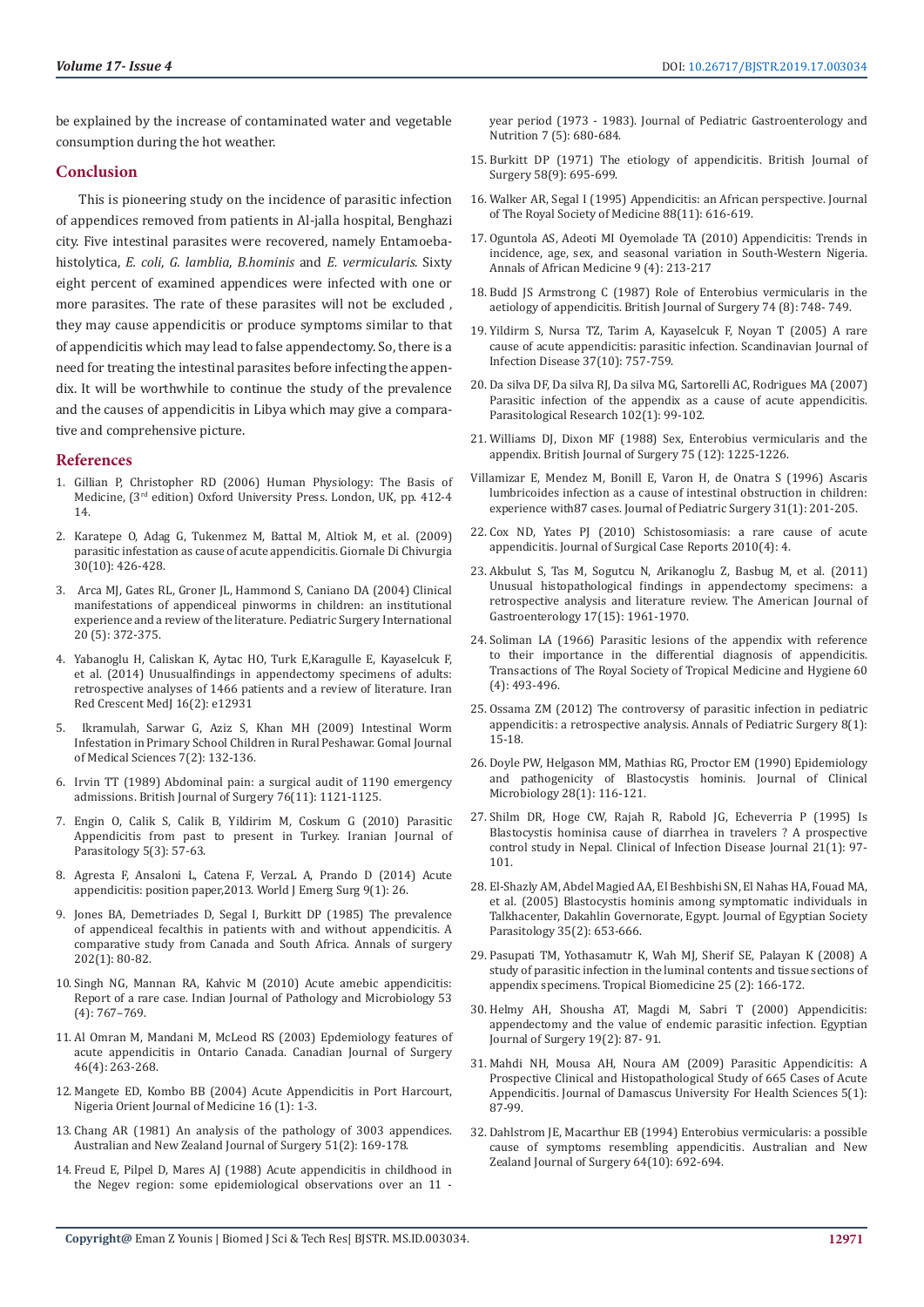be explained by the increase of contaminated water and vegetable consumption during the hot weather.

## Conclusion

This is pioneering study on the incidence of parasitic infection of appendices removed from patients in Al-jalla hospital, Benghazi city. Five intestinal parasites were recovered, namely Entamoeba-histolytica, *E. coli*, *G. lamblia*, *B.hominis* and *E. vermicularis*. Sixty eight percent of examined appendices were infected with one or more parasites. The rate of these parasites will not be excluded , they may cause appendicitis or produce symptoms similar to that of appendicitis which may lead to false appendectomy. So, there is a need for treating the intestinal parasites before infecting the appendix. It will be worthwhile to continue the study of the prevalence and the causes of appendicitis in Libya which may give a comparative and comprehensive picture.

## References

1. Gillian P, Christopher RD (2006) Human Physiology: The Basis of Medicine, (3rd edition) Oxford University Press. London, UK, pp. 412-4 14.
2. Karatepe O, Adag G, Tukenmez M, Battal M, Altiok M, et al. (2009) parasitic infestation as cause of acute appendicitis. Giornale Di Chivurgia 30(10): 426-428.
3. Arca MJ, Gates RL, Groner JL, Hammond S, Caniano DA (2004) Clinical manifestations of appendiceal pinworms in children: an institutional experience and a review of the literature. Pediatric Surgery International 20 (5): 372-375.
4. Yabanoglu H, Caliskan K, Aytac HO, Turk E,Karagulle E, Kayaselcuk F, et al. (2014) Unusualfindings in appendectomy specimens of adults: retrospective analyses of 1466 patients and a review of literature. Iran Red Crescent MedJ 16(2): e12931
5. Ikramulah, Sarwar G, Aziz S, Khan MH (2009) Intestinal Worm Infestation in Primary School Children in Rural Peshawar. Gomal Journal of Medical Sciences 7(2): 132-136.
6. Irvin TT (1989) Abdominal pain: a surgical audit of 1190 emergency admissions. British Journal of Surgery 76(11): 1121-1125.
7. Engin O, Calik S, Calik B, Yildirim M, Coskum G (2010) Parasitic Appendicitis from past to present in Turkey. Iranian Journal of Parasitology 5(3): 57-63.
8. Agresta F, Ansaloni L, Catena F, VerzaL A, Prando D (2014) Acute appendicitis: position paper,2013. World J Emerg Surg 9(1): 26.
9. Jones BA, Demetriades D, Segal I, Burkitt DP (1985) The prevalence of appendiceal fecalthis in patients with and without appendicitis. A comparative study from Canada and South Africa. Annals of surgery 202(1): 80-82.
10. Singh NG, Mannan RA, Kahvic M (2010) Acute amebic appendicitis: Report of a rare case. Indian Journal of Pathology and Microbiology 53 (4): 767–769.
11. Al Omran M, Mandani M, McLeod RS (2003) Epdemiology features of acute appendicitis in Ontario Canada. Canadian Journal of Surgery 46(4): 263-268.
12. Mangete ED, Kombo BB (2004) Acute Appendicitis in Port Harcourt, Nigeria Orient Journal of Medicine 16 (1): 1-3.
13. Chang AR (1981) An analysis of the pathology of 3003 appendices. Australian and New Zealand Journal of Surgery 51(2): 169-178.
14. Freud E, Pilpel D, Mares AJ (1988) Acute appendicitis in childhood in the Negev region: some epidemiological observations over an 11 - year period (1973 - 1983). Journal of Pediatric Gastroenterology and Nutrition 7 (5): 680-684.
15. Burkitt DP (1971) The etiology of appendicitis. British Journal of Surgery 58(9): 695-699.
16. Walker AR, Segal I (1995) Appendicitis: an African perspective. Journal of The Royal Society of Medicine 88(11): 616-619.
17. Oguntola AS, Adeoti MI Oyemolade TA (2010) Appendicitis: Trends in incidence, age, sex, and seasonal variation in South-Western Nigeria. Annals of African Medicine 9 (4): 213-217
18. Budd JS Armstrong C (1987) Role of Enterobius vermicularis in the aetiology of appendicitis. British Journal of Surgery 74 (8): 748- 749.
19. Yildirm S, Nursa TZ, Tarim A, Kayaselcuk F, Noyan T (2005) A rare cause of acute appendicitis: parasitic infection. Scandinavian Journal of Infection Disease 37(10): 757-759.
20. Da silva DF, Da silva RJ, Da silva MG, Sartorelli AC, Rodrigues MA (2007) Parasitic infection of the appendix as a cause of acute appendicitis. Parasitological Research 102(1): 99-102.
21. Williams DJ, Dixon MF (1988) Sex, Enterobius vermicularis and the appendix. British Journal of Surgery 75 (12): 1225-1226.

Villamizar E, Mendez M, Bonill E, Varon H, de Onatra S (1996) Ascaris lumbricoides infection as a cause of intestinal obstruction in children: experience with87 cases. Journal of Pediatric Surgery 31(1): 201-205.

22. Cox ND, Yates PJ (2010) Schistosomiasis: a rare cause of acute appendicitis. Journal of Surgical Case Reports 2010(4): 4.
23. Akbulut S, Tas M, Sogutcu N, Arikanoglu Z, Basbug M, et al. (2011) Unusual histopathological findings in appendectomy specimens: a retrospective analysis and literature review. The American Journal of Gastroenterology 17(15): 1961-1970.
24. Soliman LA (1966) Parasitic lesions of the appendix with reference to their importance in the differential diagnosis of appendicitis. Transactions of The Royal Society of Tropical Medicine and Hygiene 60 (4): 493-496.
25. Ossama ZM (2012) The controversy of parasitic infection in pediatric appendicitis: a retrospective analysis. Annals of Pediatric Surgery 8(1): 15-18.
26. Doyle PW, Helgason MM, Mathias RG, Proctor EM (1990) Epidemiology and pathogenicity of Blastocystis hominis. Journal of Clinical Microbiology 28(1): 116-121.
27. Shilm DR, Hoge CW, Rajah R, Rabold JG, Echeverria P (1995) Is Blastocystis hominisa cause of diarrhea in travelers ? A prospective control study in Nepal. Clinical of Infection Disease Journal 21(1): 97-101.
28. El-Shazly AM, Abdel Magied AA, El Beshbishi SN, El Nahas HA, Fouad MA, et al. (2005) Blastocystis hominis among symptomatic individuals in Talkhacenter, Dakahlin Governorate, Egypt. Journal of Egyptian Society Parasitology 35(2): 653-666.
29. Pasupati TM, Yothasamutr K, Wah MJ, Sherif SE, Palayan K (2008) A study of parasitic infection in the luminal contents and tissue sections of appendix specimens. Tropical Biomedicine 25 (2): 166-172.
30. Helmy AH, Shousha AT, Magdi M, Sabri T (2000) Appendicitis: appendectomy and the value of endemic parasitic infection. Egyptian Journal of Surgery 19(2): 87- 91.
31. Mahdi NH, Mousa AH, Noura AM (2009) Parasitic Appendicitis: A Prospective Clinical and Histopathological Study of 665 Cases of Acute Appendicitis. Journal of Damascus University For Health Sciences 5(1): 87-99.
32. Dahlstrom JE, Macarthur EB (1994) Enterobius vermicularis: a possible cause of symptoms resembling appendicitis. Australian and New Zealand Journal of Surgery 64(10): 692-694.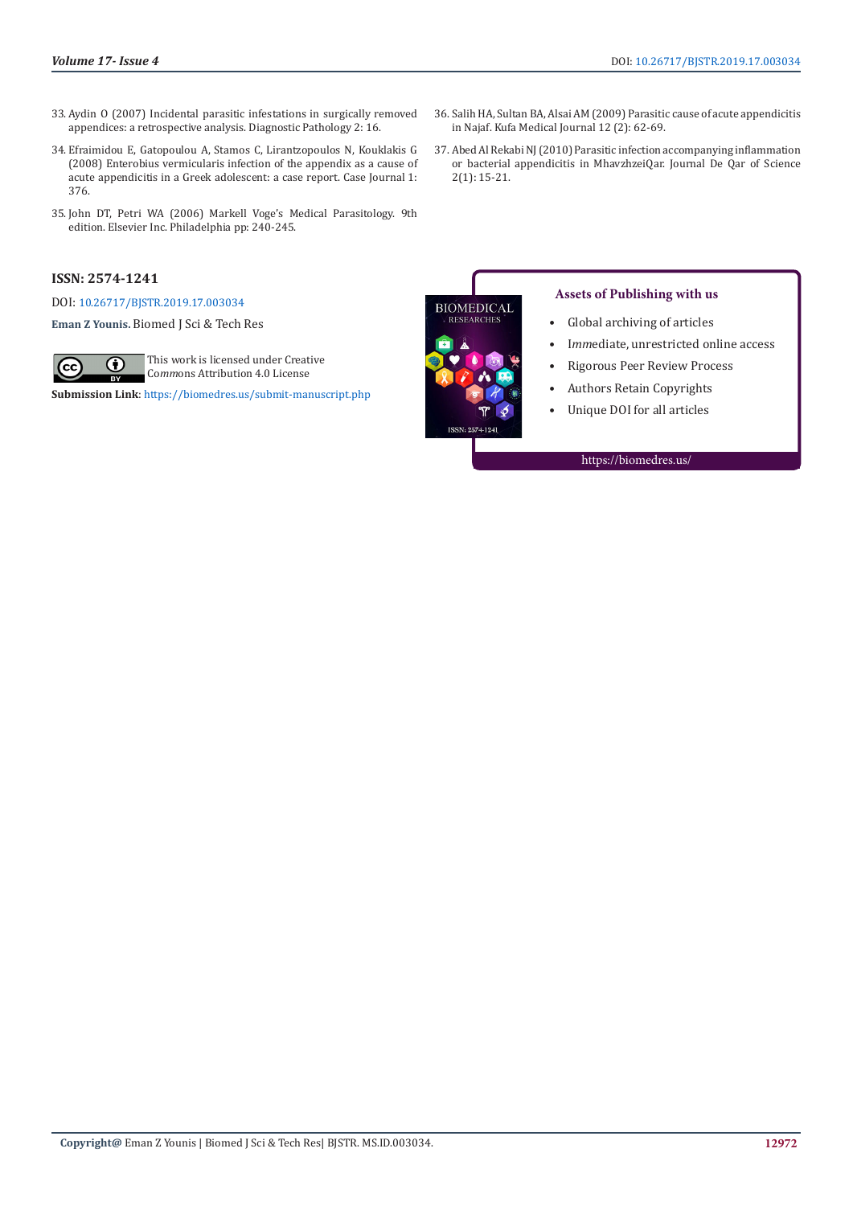33. Aydin O (2007) Incidental parasitic infestations in surgically removed appendices: a retrospective analysis. Diagnostic Pathology 2: 16.

34. Efraimidou E, Gatopoulou A, Stamos C, Lirantzopoulos N, Kouklakis G (2008) Enterobius vermicularis infection of the appendix as a cause of acute appendicitis in a Greek adolescent: a case report. Case Journal 1: 376.

35. John DT, Petri WA (2006) Markell Voge's Medical Parasitology. 9th edition. Elsevier Inc. Philadelphia pp: 240-245.

36. Salih HA, Sultan BA, Alsai AM (2009) Parasitic cause of acute appendicitis in Najaf. Kufa Medical Journal 12 (2): 62-69.

37. Abed Al Rekabi NJ (2010) Parasitic infection accompanying inflammation or bacterial appendicitis in MhavzhzeiQar. Journal De Qar of Science 2(1): 15-21.

**ISSN: 2574-1241**

DOI: 10.26717/BJSTR.2019.17.003034

**Eman Z Younis.** Biomed J Sci & Tech Res

This work is licensed under Creative Commons Attribution 4.0 License

**Submission Link**: https://biomedres.us/submit-manuscript.php

**Assets of Publishing with us**

- Global archiving of articles
- Immediate, unrestricted online access
- Rigorous Peer Review Process
- Authors Retain Copyrights
- Unique DOI for all articles

https://biomedres.us/